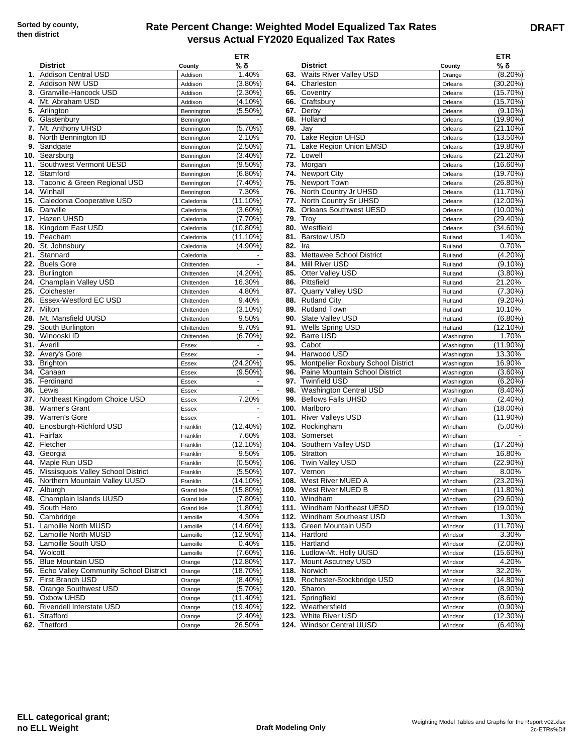Sorted by county, then district

# Rate Percent Change: Weighted Model Equalized Tax Rates versus Actual FY2020 Equalized Tax Rates

**DRAFT**

| | District | County | ETR % δ |
|---|---|---|---|
| 1. | Addison Central USD | Addison | 1.40% |
| 2. | Addison NW USD | Addison | (3.80%) |
| 3. | Granville-Hancock USD | Addison | (2.30%) |
| 4. | Mt. Abraham USD | Addison | (4.10%) |
| 5. | Arlington | Bennington | (5.50%) |
| 6. | Glastenbury | Bennington | - |
| 7. | Mt. Anthony UHSD | Bennington | (5.70%) |
| 8. | North Bennington ID | Bennington | 2.10% |
| 9. | Sandgate | Bennington | (2.50%) |
| 10. | Searsburg | Bennington | (3.40%) |
| 11. | Southwest Vermont UESD | Bennington | (9.50%) |
| 12. | Stamford | Bennington | (6.80%) |
| 13. | Taconic & Green Regional USD | Bennington | (7.40%) |
| 14. | Winhall | Bennington | 7.30% |
| 15. | Caledonia Cooperative USD | Caledonia | (11.10%) |
| 16. | Danville | Caledonia | (3.60%) |
| 17. | Hazen UHSD | Caledonia | (7.70%) |
| 18. | Kingdom East USD | Caledonia | (10.80%) |
| 19. | Peacham | Caledonia | (11.10%) |
| 20. | St. Johnsbury | Caledonia | (4.90%) |
| 21. | Stannard | Caledonia | - |
| 22. | Buels Gore | Chittenden | - |
| 23. | Burlington | Chittenden | (4.20%) |
| 24. | Champlain Valley USD | Chittenden | 16.30% |
| 25. | Colchester | Chittenden | 4.80% |
| 26. | Essex-Westford EC USD | Chittenden | 9.40% |
| 27. | Milton | Chittenden | (3.10%) |
| 28. | Mt. Mansfield UUSD | Chittenden | 9.50% |
| 29. | South Burlington | Chittenden | 9.70% |
| 30. | Winooski ID | Chittenden | (6.70%) |
| 31. | Averill | Essex | - |
| 32. | Avery's Gore | Essex | - |
| 33. | Brighton | Essex | (24.20%) |
| 34. | Canaan | Essex | (9.50%) |
| 35. | Ferdinand | Essex | - |
| 36. | Lewis | Essex | - |
| 37. | Northeast Kingdom Choice USD | Essex | 7.20% |
| 38. | Warner's Grant | Essex | - |
| 39. | Warren's Gore | Essex | - |
| 40. | Enosburgh-Richford USD | Franklin | (12.40%) |
| 41. | Fairfax | Franklin | 7.60% |
| 42. | Fletcher | Franklin | (12.10%) |
| 43. | Georgia | Franklin | 9.50% |
| 44. | Maple Run USD | Franklin | (0.50%) |
| 45. | Missisquois Valley School District | Franklin | (5.50%) |
| 46. | Northern Mountain Valley UUSD | Franklin | (14.10%) |
| 47. | Alburgh | Grand Isle | (15.80%) |
| 48. | Champlain Islands UUSD | Grand Isle | (7.80%) |
| 49. | South Hero | Grand Isle | (1.80%) |
| 50. | Cambridge | Lamoille | 4.30% |
| 51. | Lamoille North MUSD | Lamoille | (14.60%) |
| 52. | Lamoille North MUSD | Lamoille | (12.90%) |
| 53. | Lamoille South USD | Lamoille | 0.40% |
| 54. | Wolcott | Lamoille | (7.60%) |
| 55. | Blue Mountain USD | Orange | (12.80%) |
| 56. | Echo Valley Community School District | Orange | (18.70%) |
| 57. | First Branch USD | Orange | (8.40%) |
| 58. | Orange Southwest USD | Orange | (5.70%) |
| 59. | Oxbow UHSD | Orange | (11.40%) |
| 60. | Rivendell Interstate USD | Orange | (19.40%) |
| 61. | Strafford | Orange | (2.40%) |
| 62. | Thetford | Orange | 26.50% |
| 63. | Waits River Valley USD | Orange | (8.20%) |
| 64. | Charleston | Orleans | (30.20%) |
| 65. | Coventry | Orleans | (15.70%) |
| 66. | Craftsbury | Orleans | (15.70%) |
| 67. | Derby | Orleans | (9.10%) |
| 68. | Holland | Orleans | (19.90%) |
| 69. | Jay | Orleans | (21.10%) |
| 70. | Lake Region UHSD | Orleans | (13.50%) |
| 71. | Lake Region Union EMSD | Orleans | (19.80%) |
| 72. | Lowell | Orleans | (21.20%) |
| 73. | Morgan | Orleans | (16.60%) |
| 74. | Newport City | Orleans | (19.70%) |
| 75. | Newport Town | Orleans | (26.80%) |
| 76. | North Country Jr UHSD | Orleans | (11.70%) |
| 77. | North Country Sr UHSD | Orleans | (12.00%) |
| 78. | Orleans Southwest UESD | Orleans | (10.00%) |
| 79. | Troy | Orleans | (29.40%) |
| 80. | Westfield | Orleans | (34.60%) |
| 81. | Barstow USD | Rutland | 1.40% |
| 82. | Ira | Rutland | 0.70% |
| 83. | Mettawee School District | Rutland | (4.20%) |
| 84. | Mill River USD | Rutland | (9.10%) |
| 85. | Otter Valley USD | Rutland | (3.80%) |
| 86. | Pittsfield | Rutland | 21.20% |
| 87. | Quarry Valley USD | Rutland | (7.30%) |
| 88. | Rutland City | Rutland | (9.20%) |
| 89. | Rutland Town | Rutland | 10.10% |
| 90. | Slate Valley USD | Rutland | (6.80%) |
| 91. | Wells Spring USD | Rutland | (12.10%) |
| 92. | Barre USD | Washington | 1.70% |
| 93. | Cabot | Washington | (11.90%) |
| 94. | Harwood USD | Washington | 13.30% |
| 95. | Montpelier Roxbury School District | Washington | 16.90% |
| 96. | Paine Mountain School District | Washington | (3.60%) |
| 97. | Twinfield USD | Washington | (6.20%) |
| 98. | Washington Central USD | Washington | (8.40%) |
| 99. | Bellows Falls UHSD | Windham | (2.40%) |
| 100. | Marlboro | Windham | (18.00%) |
| 101. | River Valleys USD | Windham | (11.90%) |
| 102. | Rockingham | Windham | (5.00%) |
| 103. | Somerset | Windham | - |
| 104. | Southern Valley USD | Windham | (17.20%) |
| 105. | Stratton | Windham | 16.80% |
| 106. | Twin Valley USD | Windham | (22.90%) |
| 107. | Vernon | Windham | 8.00% |
| 108. | West River MUED A | Windham | (23.20%) |
| 109. | West River MUED B | Windham | (11.80%) |
| 110. | Windham | Windham | (29.60%) |
| 111. | Windham Northeast UESD | Windham | (19.00%) |
| 112. | Windham Southeast USD | Windham | 1.30% |
| 113. | Green Mountain USD | Windsor | (11.70%) |
| 114. | Hartford | Windsor | 3.30% |
| 115. | Hartland | Windsor | (2.00%) |
| 116. | Ludlow-Mt. Holly UUSD | Windsor | (15.60%) |
| 117. | Mount Ascutney USD | Windsor | 4.20% |
| 118. | Norwich | Windsor | 32.20% |
| 119. | Rochester-Stockbridge USD | Windsor | (14.80%) |
| 120. | Sharon | Windsor | (8.90%) |
| 121. | Springfield | Windsor | (8.60%) |
| 122. | Weathersfield | Windsor | (0.90%) |
| 123. | White River USD | Windsor | (12.30%) |
| 124. | Windsor Central UUSD | Windsor | (6.40%) |

**ELL categorical grant; no ELL Weight**

**Draft Modeling Only**

Weighting Model Tables and Graphs for the Report v02.xlsx
2c-ETRs%Dif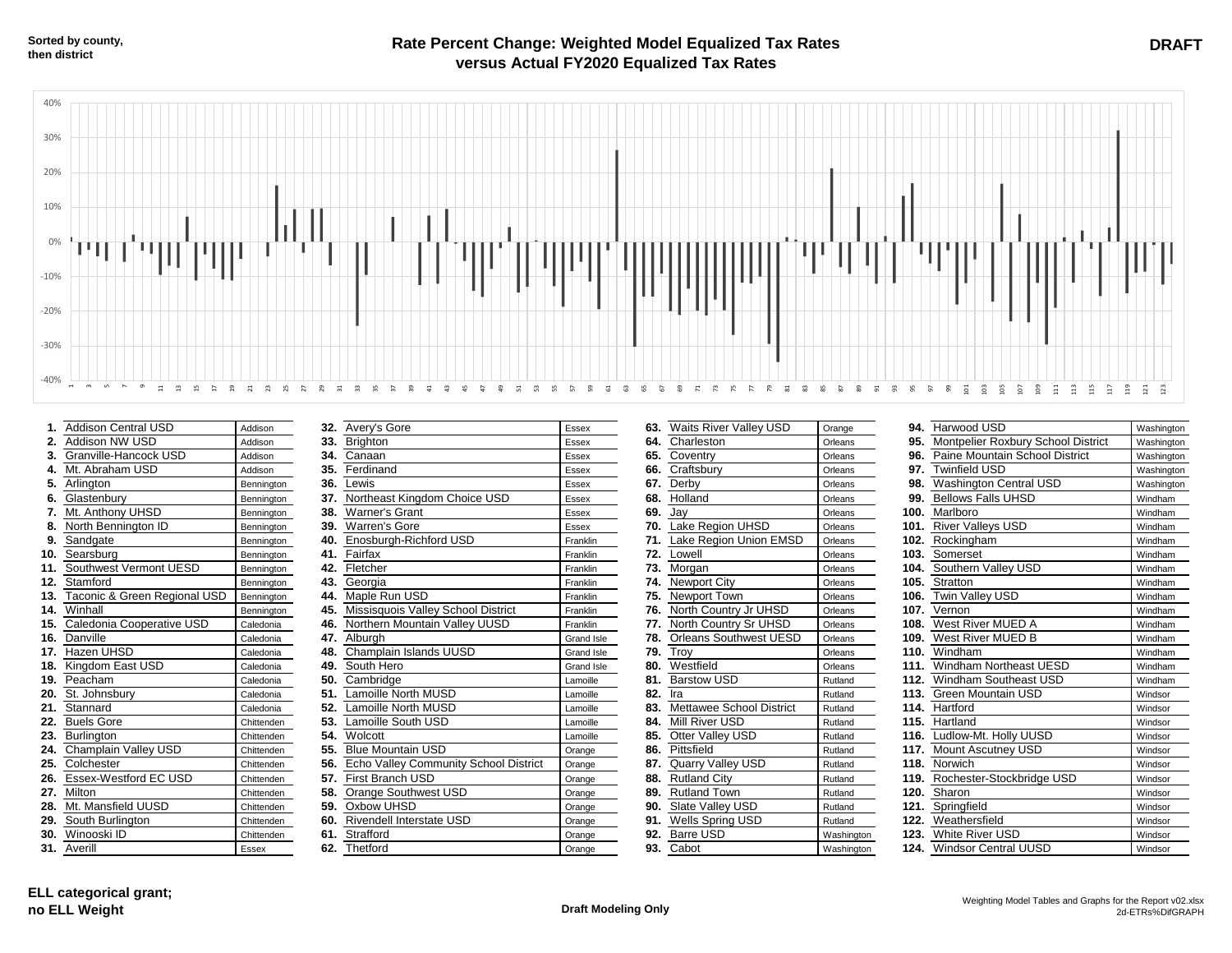Sorted by county, then district

# Rate Percent Change: Weighted Model Equalized Tax Rates versus Actual FY2020 Equalized Tax Rates

**DRAFT**

40%
30%
20%
10%
0%
-10%
-20%
-30%
-40%

1 3 5 7 9 11 13 15 17 19 21 23 25 27 29 31 33 35 37 39 41 43 45 47 49 51 53 55 57 59 61 63 65 67 69 71 73 75 77 79 81 83 85 87 89 91 93 95 97 99 101 103 105 107 109 111 113 115 117 119 121 123

| | | |
|---|---|---|
| 1. | Addison Central USD | Addison |
| 2. | Addison NW USD | Addison |
| 3. | Granville-Hancock USD | Addison |
| 4. | Mt. Abraham USD | Addison |
| 5. | Arlington | Bennington |
| 6. | Glastenbury | Bennington |
| 7. | Mt. Anthony UHSD | Bennington |
| 8. | North Bennington ID | Bennington |
| 9. | Sandgate | Bennington |
| 10. | Searsburg | Bennington |
| 11. | Southwest Vermont UESD | Bennington |
| 12. | Stamford | Bennington |
| 13. | Taconic & Green Regional USD | Bennington |
| 14. | Winhall | Bennington |
| 15. | Caledonia Cooperative USD | Caledonia |
| 16. | Danville | Caledonia |
| 17. | Hazen UHSD | Caledonia |
| 18. | Kingdom East USD | Caledonia |
| 19. | Peacham | Caledonia |
| 20. | St. Johnsbury | Caledonia |
| 21. | Stannard | Caledonia |
| 22. | Buels Gore | Chittenden |
| 23. | Burlington | Chittenden |
| 24. | Champlain Valley USD | Chittenden |
| 25. | Colchester | Chittenden |
| 26. | Essex-Westford EC USD | Chittenden |
| 27. | Milton | Chittenden |
| 28. | Mt. Mansfield UUSD | Chittenden |
| 29. | South Burlington | Chittenden |
| 30. | Winooski ID | Chittenden |
| 31. | Averill | Essex |
| 32. | Avery's Gore | Essex |
| 33. | Brighton | Essex |
| 34. | Canaan | Essex |
| 35. | Ferdinand | Essex |
| 36. | Lewis | Essex |
| 37. | Northeast Kingdom Choice USD | Essex |
| 38. | Warner's Grant | Essex |
| 39. | Warren's Gore | Essex |
| 40. | Enosburgh-Richford USD | Franklin |
| 41. | Fairfax | Franklin |
| 42. | Fletcher | Franklin |
| 43. | Georgia | Franklin |
| 44. | Maple Run USD | Franklin |
| 45. | Missisquois Valley School District | Franklin |
| 46. | Northern Mountain Valley UUSD | Franklin |
| 47. | Alburgh | Grand Isle |
| 48. | Champlain Islands UUSD | Grand Isle |
| 49. | South Hero | Grand Isle |
| 50. | Cambridge | Lamoille |
| 51. | Lamoille North MUSD | Lamoille |
| 52. | Lamoille North MUSD | Lamoille |
| 53. | Lamoille South USD | Lamoille |
| 54. | Wolcott | Lamoille |
| 55. | Blue Mountain USD | Orange |
| 56. | Echo Valley Community School District | Orange |
| 57. | First Branch USD | Orange |
| 58. | Orange Southwest USD | Orange |
| 59. | Oxbow UHSD | Orange |
| 60. | Rivendell Interstate USD | Orange |
| 61. | Strafford | Orange |
| 62. | Thetford | Orange |
| 63. | Waits River Valley USD | Orange |
| 64. | Charleston | Orleans |
| 65. | Coventry | Orleans |
| 66. | Craftsbury | Orleans |
| 67. | Derby | Orleans |
| 68. | Holland | Orleans |
| 69. | Jay | Orleans |
| 70. | Lake Region UHSD | Orleans |
| 71. | Lake Region Union EMSD | Orleans |
| 72. | Lowell | Orleans |
| 73. | Morgan | Orleans |
| 74. | Newport City | Orleans |
| 75. | Newport Town | Orleans |
| 76. | North Country Jr UHSD | Orleans |
| 77. | North Country Sr UHSD | Orleans |
| 78. | Orleans Southwest UESD | Orleans |
| 79. | Troy | Orleans |
| 80. | Westfield | Orleans |
| 81. | Barstow USD | Rutland |
| 82. | Ira | Rutland |
| 83. | Mettawee School District | Rutland |
| 84. | Mill River USD | Rutland |
| 85. | Otter Valley USD | Rutland |
| 86. | Pittsfield | Rutland |
| 87. | Quarry Valley USD | Rutland |
| 88. | Rutland City | Rutland |
| 89. | Rutland Town | Rutland |
| 90. | Slate Valley USD | Rutland |
| 91. | Wells Spring USD | Rutland |
| 92. | Barre USD | Washington |
| 93. | Cabot | Washington |
| 94. | Harwood USD | Washington |
| 95. | Montpelier Roxbury School District | Washington |
| 96. | Paine Mountain School District | Washington |
| 97. | Twinfield USD | Washington |
| 98. | Washington Central USD | Washington |
| 99. | Bellows Falls UHSD | Windham |
| 100. | Marlboro | Windham |
| 101. | River Valleys USD | Windham |
| 102. | Rockingham | Windham |
| 103. | Somerset | Windham |
| 104. | Southern Valley USD | Windham |
| 105. | Stratton | Windham |
| 106. | Twin Valley USD | Windham |
| 107. | Vernon | Windham |
| 108. | West River MUED A | Windham |
| 109. | West River MUED B | Windham |
| 110. | Windham | Windham |
| 111. | Windham Northeast UESD | Windham |
| 112. | Windham Southeast USD | Windham |
| 113. | Green Mountain USD | Windsor |
| 114. | Hartford | Windsor |
| 115. | Hartland | Windsor |
| 116. | Ludlow-Mt. Holly UUSD | Windsor |
| 117. | Mount Ascutney USD | Windsor |
| 118. | Norwich | Windsor |
| 119. | Rochester-Stockbridge USD | Windsor |
| 120. | Sharon | Windsor |
| 121. | Springfield | Windsor |
| 122. | Weathersfield | Windsor |
| 123. | White River USD | Windsor |
| 124. | Windsor Central UUSD | Windsor |

**ELL categorical grant; no ELL Weight**

**Draft Modeling Only**

Weighting Model Tables and Graphs for the Report v02.xlsx
2d-ETRs%DifGRAPH